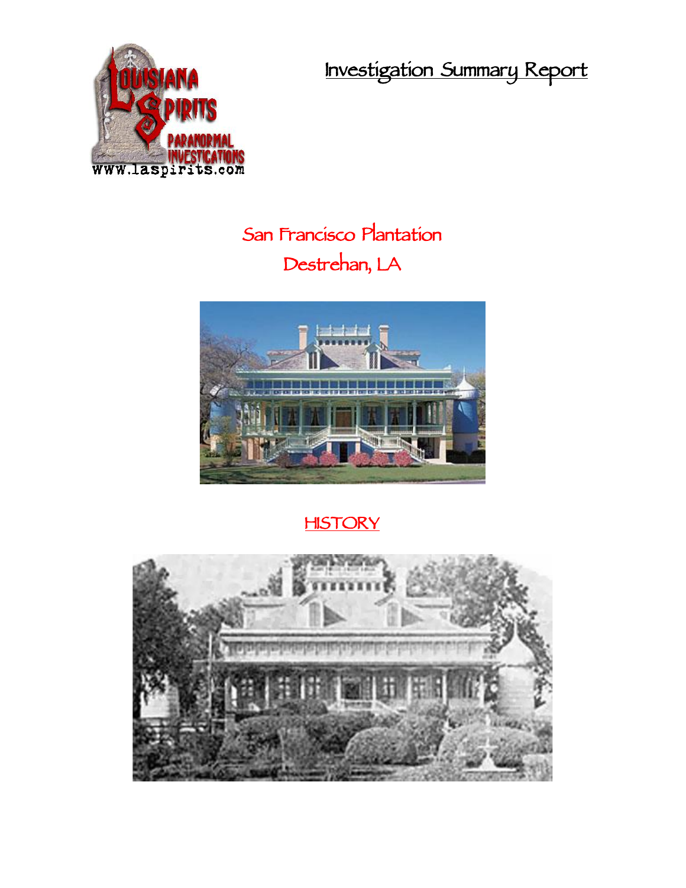# Investigation Summary Report

## San Francisco Plantation
## Destrehan, LA

## HISTORY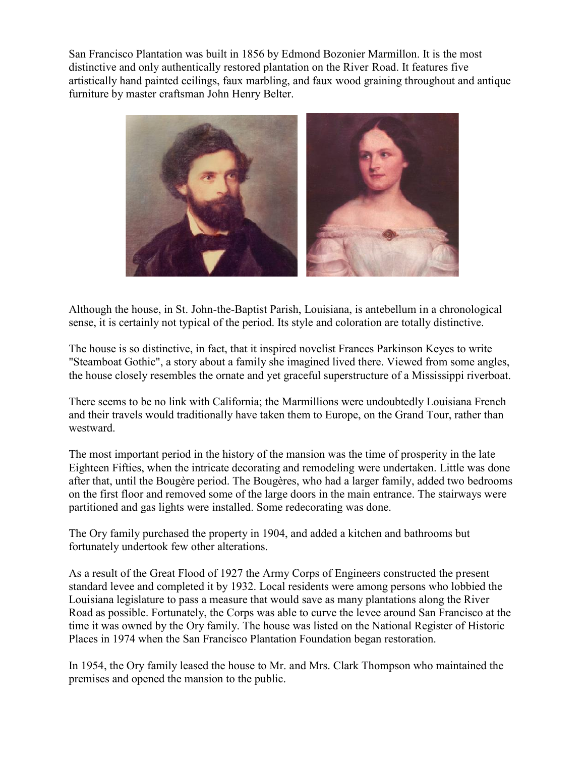San Francisco Plantation was built in 1856 by Edmond Bozonier Marmillon. It is the most distinctive and only authentically restored plantation on the River Road. It features five artistically hand painted ceilings, faux marbling, and faux wood graining throughout and antique furniture by master craftsman John Henry Belter.

Although the house, in St. John-the-Baptist Parish, Louisiana, is antebellum in a chronological sense, it is certainly not typical of the period. Its style and coloration are totally distinctive.

The house is so distinctive, in fact, that it inspired novelist Frances Parkinson Keyes to write "Steamboat Gothic", a story about a family she imagined lived there. Viewed from some angles, the house closely resembles the ornate and yet graceful superstructure of a Mississippi riverboat.

There seems to be no link with California; the Marmillions were undoubtedly Louisiana French and their travels would traditionally have taken them to Europe, on the Grand Tour, rather than westward.

The most important period in the history of the mansion was the time of prosperity in the late Eighteen Fifties, when the intricate decorating and remodeling were undertaken. Little was done after that, until the Bougère period. The Bougères, who had a larger family, added two bedrooms on the first floor and removed some of the large doors in the main entrance. The stairways were partitioned and gas lights were installed. Some redecorating was done.

The Ory family purchased the property in 1904, and added a kitchen and bathrooms but fortunately undertook few other alterations.

As a result of the Great Flood of 1927 the Army Corps of Engineers constructed the present standard levee and completed it by 1932. Local residents were among persons who lobbied the Louisiana legislature to pass a measure that would save as many plantations along the River Road as possible. Fortunately, the Corps was able to curve the levee around San Francisco at the time it was owned by the Ory family. The house was listed on the National Register of Historic Places in 1974 when the San Francisco Plantation Foundation began restoration.

In 1954, the Ory family leased the house to Mr. and Mrs. Clark Thompson who maintained the premises and opened the mansion to the public.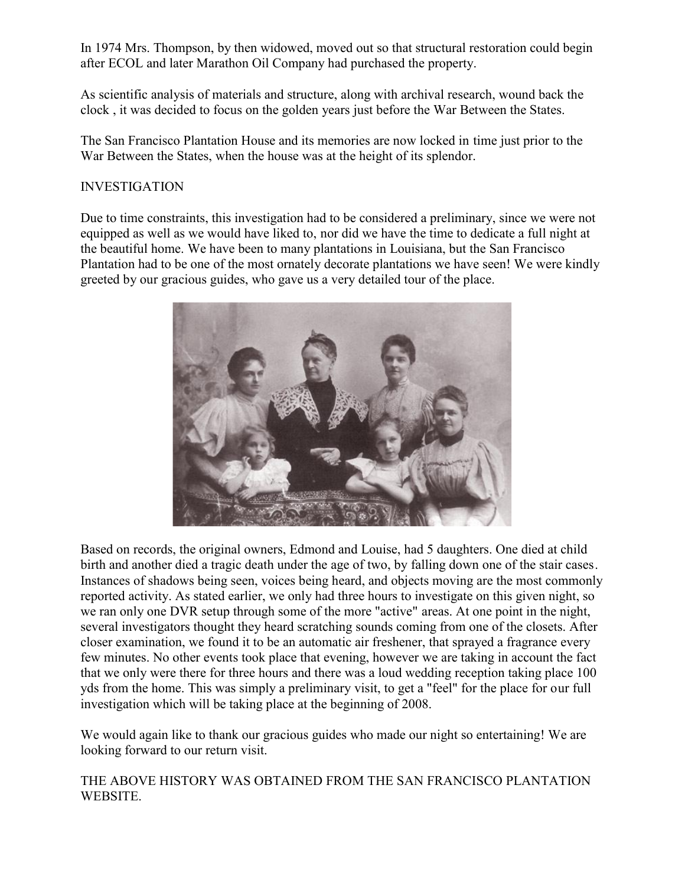In 1974 Mrs. Thompson, by then widowed, moved out so that structural restoration could begin after ECOL and later Marathon Oil Company had purchased the property.

As scientific analysis of materials and structure, along with archival research, wound back the clock , it was decided to focus on the golden years just before the War Between the States.

The San Francisco Plantation House and its memories are now locked in time just prior to the War Between the States, when the house was at the height of its splendor.

## INVESTIGATION

Due to time constraints, this investigation had to be considered a preliminary, since we were not equipped as well as we would have liked to, nor did we have the time to dedicate a full night at the beautiful home. We have been to many plantations in Louisiana, but the San Francisco Plantation had to be one of the most ornately decorate plantations we have seen! We were kindly greeted by our gracious guides, who gave us a very detailed tour of the place.

Based on records, the original owners, Edmond and Louise, had 5 daughters. One died at child birth and another died a tragic death under the age of two, by falling down one of the stair cases. Instances of shadows being seen, voices being heard, and objects moving are the most commonly reported activity. As stated earlier, we only had three hours to investigate on this given night, so we ran only one DVR setup through some of the more "active" areas. At one point in the night, several investigators thought they heard scratching sounds coming from one of the closets. After closer examination, we found it to be an automatic air freshener, that sprayed a fragrance every few minutes. No other events took place that evening, however we are taking in account the fact that we only were there for three hours and there was a loud wedding reception taking place 100 yds from the home. This was simply a preliminary visit, to get a "feel" for the place for our full investigation which will be taking place at the beginning of 2008.

We would again like to thank our gracious guides who made our night so entertaining! We are looking forward to our return visit.

THE ABOVE HISTORY WAS OBTAINED FROM THE SAN FRANCISCO PLANTATION WEBSITE.